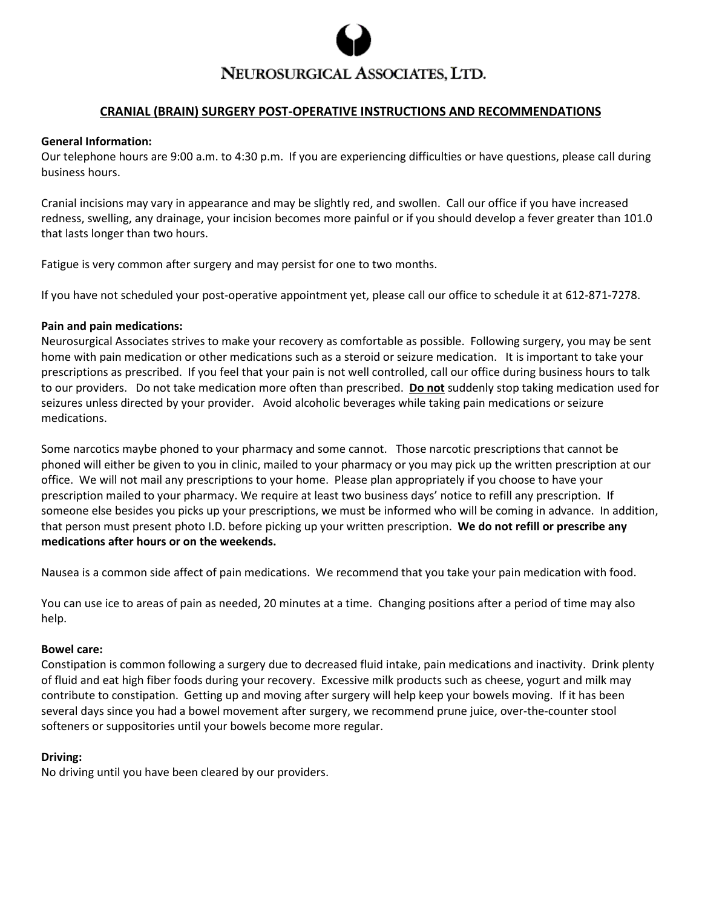NEUROSURGICAL ASSOCIATES, LTD.

# CRANIAL (BRAIN) SURGERY POST-OPERATIVE INSTRUCTIONS AND RECOMMENDATIONS

**General Information:**

Our telephone hours are 9:00 a.m. to 4:30 p.m. If you are experiencing difficulties or have questions, please call during business hours.

Cranial incisions may vary in appearance and may be slightly red, and swollen. Call our office if you have increased redness, swelling, any drainage, your incision becomes more painful or if you should develop a fever greater than 101.0 that lasts longer than two hours.

Fatigue is very common after surgery and may persist for one to two months.

If you have not scheduled your post-operative appointment yet, please call our office to schedule it at 612-871-7278.

**Pain and pain medications:**

Neurosurgical Associates strives to make your recovery as comfortable as possible. Following surgery, you may be sent home with pain medication or other medications such as a steroid or seizure medication. It is important to take your prescriptions as prescribed. If you feel that your pain is not well controlled, call our office during business hours to talk to our providers. Do not take medication more often than prescribed. **Do not** suddenly stop taking medication used for seizures unless directed by your provider. Avoid alcoholic beverages while taking pain medications or seizure medications.

Some narcotics maybe phoned to your pharmacy and some cannot. Those narcotic prescriptions that cannot be phoned will either be given to you in clinic, mailed to your pharmacy or you may pick up the written prescription at our office. We will not mail any prescriptions to your home. Please plan appropriately if you choose to have your prescription mailed to your pharmacy. We require at least two business days' notice to refill any prescription. If someone else besides you picks up your prescriptions, we must be informed who will be coming in advance. In addition, that person must present photo I.D. before picking up your written prescription. **We do not refill or prescribe any medications after hours or on the weekends.**

Nausea is a common side affect of pain medications. We recommend that you take your pain medication with food.

You can use ice to areas of pain as needed, 20 minutes at a time. Changing positions after a period of time may also help.

**Bowel care:**

Constipation is common following a surgery due to decreased fluid intake, pain medications and inactivity. Drink plenty of fluid and eat high fiber foods during your recovery. Excessive milk products such as cheese, yogurt and milk may contribute to constipation. Getting up and moving after surgery will help keep your bowels moving. If it has been several days since you had a bowel movement after surgery, we recommend prune juice, over-the-counter stool softeners or suppositories until your bowels become more regular.

**Driving:**

No driving until you have been cleared by our providers.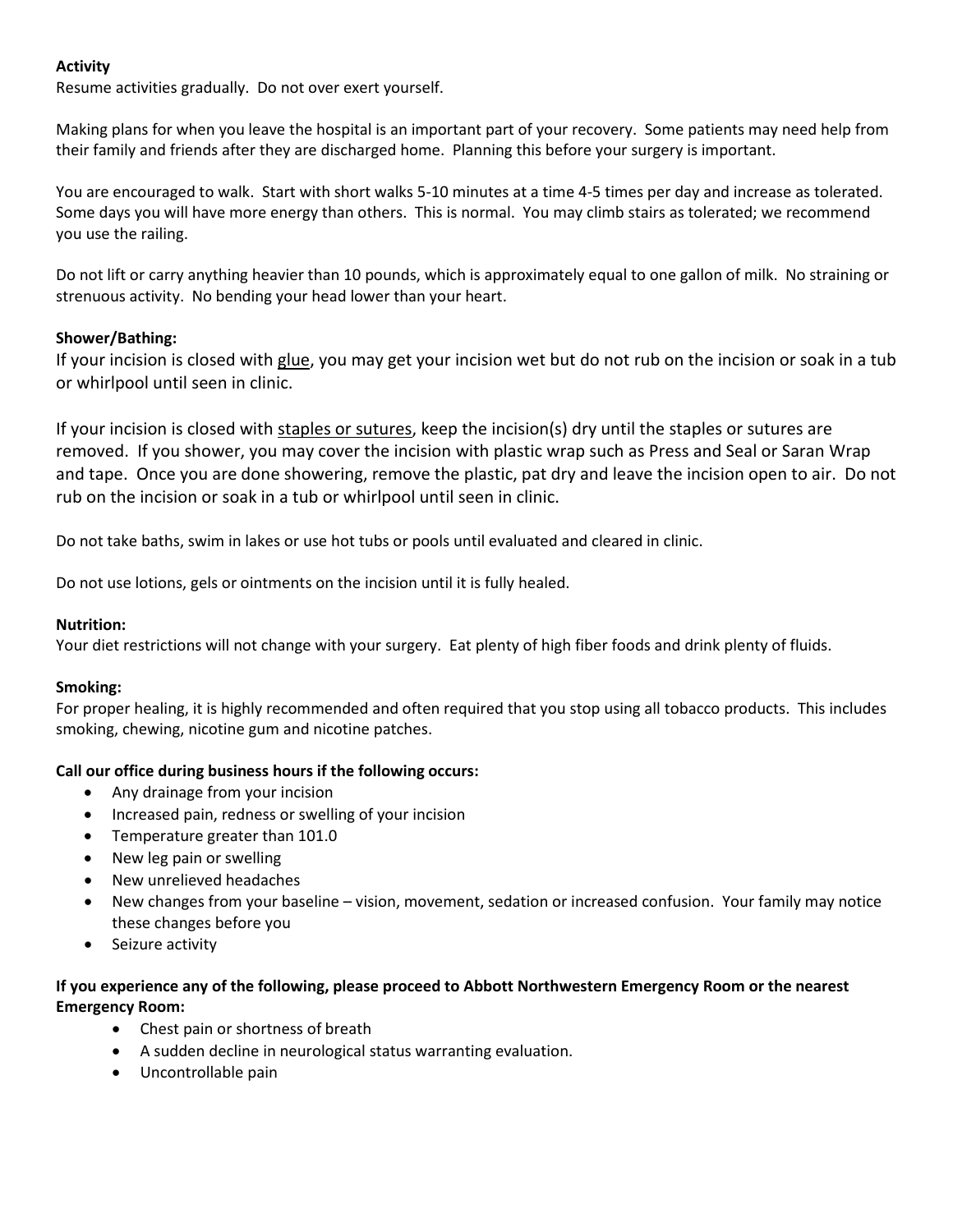**Activity**

Resume activities gradually. Do not over exert yourself.

Making plans for when you leave the hospital is an important part of your recovery. Some patients may need help from their family and friends after they are discharged home. Planning this before your surgery is important.

You are encouraged to walk. Start with short walks 5-10 minutes at a time 4-5 times per day and increase as tolerated. Some days you will have more energy than others. This is normal. You may climb stairs as tolerated; we recommend you use the railing.

Do not lift or carry anything heavier than 10 pounds, which is approximately equal to one gallon of milk. No straining or strenuous activity. No bending your head lower than your heart.

**Shower/Bathing:**

If your incision is closed with <u>glue</u>, you may get your incision wet but do not rub on the incision or soak in a tub or whirlpool until seen in clinic.

If your incision is closed with <u>staples or sutures</u>, keep the incision(s) dry until the staples or sutures are removed. If you shower, you may cover the incision with plastic wrap such as Press and Seal or Saran Wrap and tape. Once you are done showering, remove the plastic, pat dry and leave the incision open to air. Do not rub on the incision or soak in a tub or whirlpool until seen in clinic.

Do not take baths, swim in lakes or use hot tubs or pools until evaluated and cleared in clinic.

Do not use lotions, gels or ointments on the incision until it is fully healed.

**Nutrition:**

Your diet restrictions will not change with your surgery. Eat plenty of high fiber foods and drink plenty of fluids.

**Smoking:**

For proper healing, it is highly recommended and often required that you stop using all tobacco products. This includes smoking, chewing, nicotine gum and nicotine patches.

**Call our office during business hours if the following occurs:**

- Any drainage from your incision
- Increased pain, redness or swelling of your incision
- Temperature greater than 101.0
- New leg pain or swelling
- New unrelieved headaches
- New changes from your baseline – vision, movement, sedation or increased confusion. Your family may notice these changes before you
- Seizure activity

**If you experience any of the following, please proceed to Abbott Northwestern Emergency Room or the nearest Emergency Room:**

- Chest pain or shortness of breath
- A sudden decline in neurological status warranting evaluation.
- Uncontrollable pain